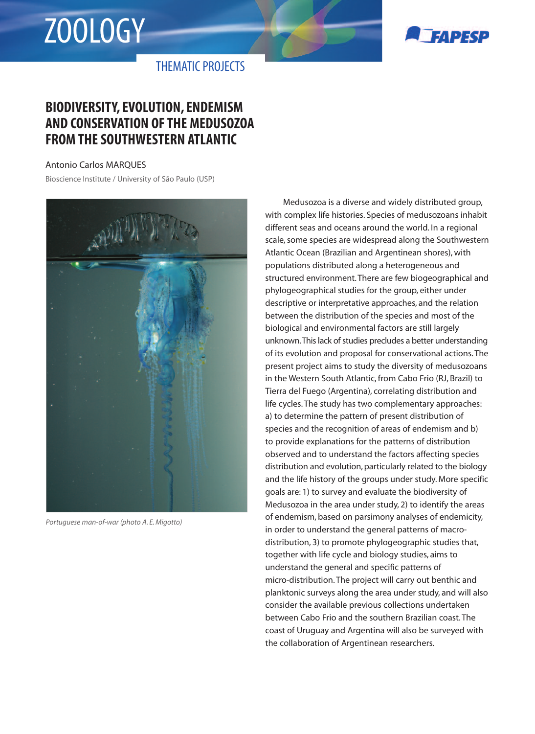ZOOLOGY

THEMATIC PROJECTS

# BIODIVERSITY, EVOLUTION, ENDEMISM AND CONSERVATION OF THE MEDUSOZOA FROM THE SOUTHWESTERN ATLANTIC

Antonio Carlos MARQUES

Bioscience Institute / University of São Paulo (USP)

*Portuguese man-of-war (photo A. E. Migotto)*

Medusozoa is a diverse and widely distributed group, with complex life histories. Species of medusozoans inhabit different seas and oceans around the world. In a regional scale, some species are widespread along the Southwestern Atlantic Ocean (Brazilian and Argentinean shores), with populations distributed along a heterogeneous and structured environment. There are few biogeographical and phylogeographical studies for the group, either under descriptive or interpretative approaches, and the relation between the distribution of the species and most of the biological and environmental factors are still largely unknown. This lack of studies precludes a better understanding of its evolution and proposal for conservational actions. The present project aims to study the diversity of medusozoans in the Western South Atlantic, from Cabo Frio (RJ, Brazil) to Tierra del Fuego (Argentina), correlating distribution and life cycles. The study has two complementary approaches: a) to determine the pattern of present distribution of species and the recognition of areas of endemism and b) to provide explanations for the patterns of distribution observed and to understand the factors affecting species distribution and evolution, particularly related to the biology and the life history of the groups under study. More specific goals are: 1) to survey and evaluate the biodiversity of Medusozoa in the area under study, 2) to identify the areas of endemism, based on parsimony analyses of endemicity, in order to understand the general patterns of macro-distribution, 3) to promote phylogeographic studies that, together with life cycle and biology studies, aims to understand the general and specific patterns of micro-distribution. The project will carry out benthic and planktonic surveys along the area under study, and will also consider the available previous collections undertaken between Cabo Frio and the southern Brazilian coast. The coast of Uruguay and Argentina will also be surveyed with the collaboration of Argentinean researchers.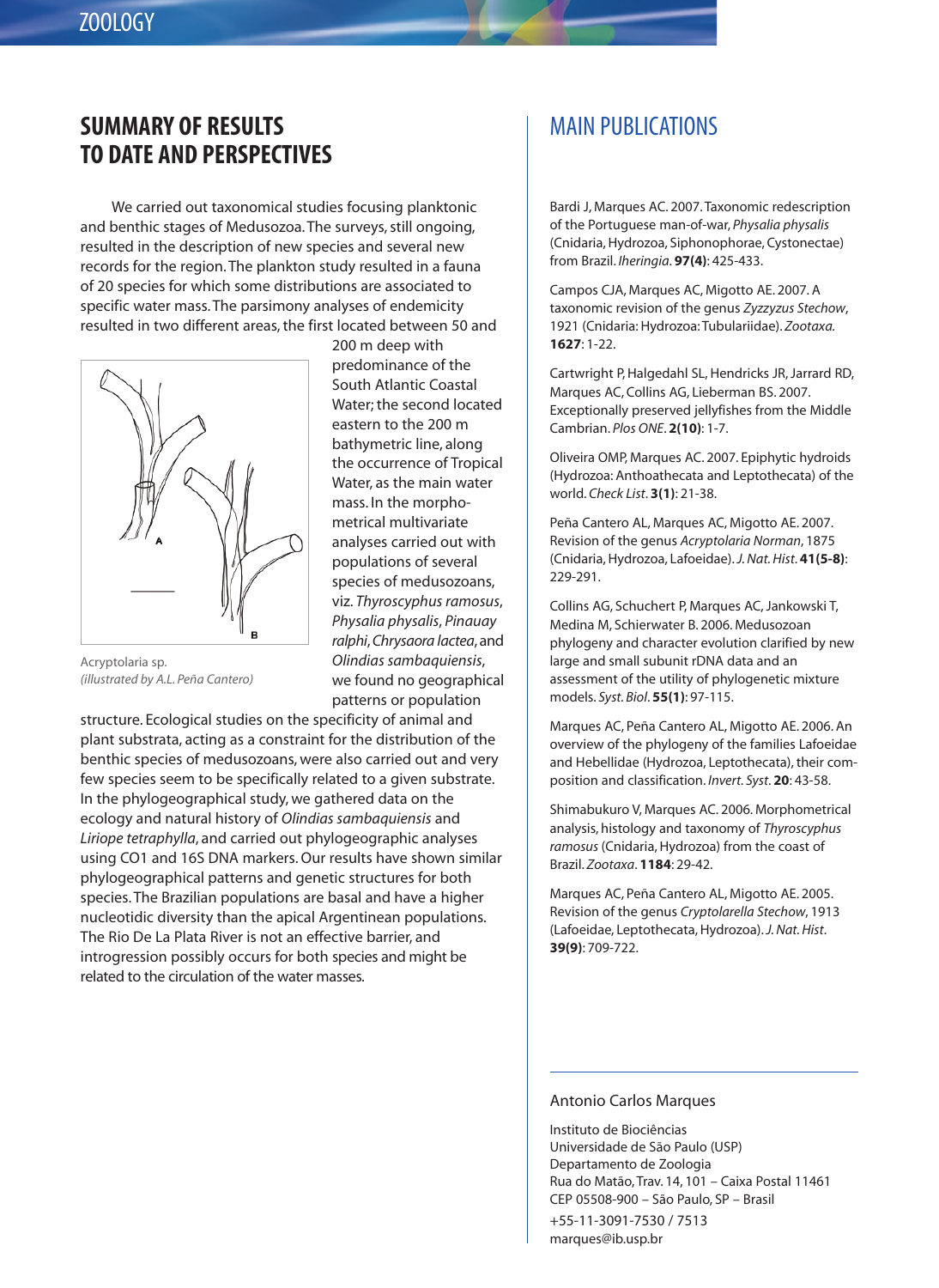## SUMMARY OF RESULTS TO DATE AND PERSPECTIVES

We carried out taxonomical studies focusing planktonic and benthic stages of Medusozoa. The surveys, still ongoing, resulted in the description of new species and several new records for the region. The plankton study resulted in a fauna of 20 species for which some distributions are associated to specific water mass. The parsimony analyses of endemicity resulted in two different areas, the first located between 50 and 200 m deep with predominance of the South Atlantic Coastal Water; the second located eastern to the 200 m bathymetric line, along the occurrence of Tropical Water, as the main water mass. In the morphometrical multivariate analyses carried out with populations of several species of medusozoans, viz. *Thyroscyphus ramosus*, *Physalia physalis*, *Pinauay ralphi*, *Chrysaora lactea*, and *Olindias sambaquiensis*, we found no geographical patterns or population structure. Ecological studies on the specificity of animal and plant substrata, acting as a constraint for the distribution of the benthic species of medusozoans, were also carried out and very few species seem to be specifically related to a given substrate. In the phylogeographical study, we gathered data on the ecology and natural history of *Olindias sambaquiensis* and *Liriope tetraphylla*, and carried out phylogeographic analyses using CO1 and 16S DNA markers. Our results have shown similar phylogeographical patterns and genetic structures for both species. The Brazilian populations are basal and have a higher nucleotidic diversity than the apical Argentinean populations. The Rio De La Plata River is not an effective barrier, and introgression possibly occurs for both species and might be related to the circulation of the water masses.

A

B

Acryptolaria sp.
*(illustrated by A.L. Peña Cantero)*

## MAIN PUBLICATIONS

Bardi J, Marques AC. 2007. Taxonomic redescription of the Portuguese man-of-war, *Physalia physalis* (Cnidaria, Hydrozoa, Siphonophorae, Cystonectae) from Brazil. *Iheringia*. **97(4)**: 425-433.

Campos CJA, Marques AC, Migotto AE. 2007. A taxonomic revision of the genus *Zyzzyzus Stechow*, 1921 (Cnidaria: Hydrozoa: Tubulariidae). *Zootaxa.* **1627**: 1-22.

Cartwright P, Halgedahl SL, Hendricks JR, Jarrard RD, Marques AC, Collins AG, Lieberman BS. 2007. Exceptionally preserved jellyfishes from the Middle Cambrian. *Plos ONE*. **2(10)**: 1-7.

Oliveira OMP, Marques AC. 2007. Epiphytic hydroids (Hydrozoa: Anthoathecata and Leptothecata) of the world. *Check List*. **3(1)**: 21-38.

Peña Cantero AL, Marques AC, Migotto AE. 2007. Revision of the genus *Acryptolaria Norman*, 1875 (Cnidaria, Hydrozoa, Lafoeidae). *J. Nat. Hist*. **41(5-8)**: 229-291.

Collins AG, Schuchert P, Marques AC, Jankowski T, Medina M, Schierwater B. 2006. Medusozoan phylogeny and character evolution clarified by new large and small subunit rDNA data and an assessment of the utility of phylogenetic mixture models. *Syst. Biol*. **55(1)**: 97-115.

Marques AC, Peña Cantero AL, Migotto AE. 2006. An overview of the phylogeny of the families Lafoeidae and Hebellidae (Hydrozoa, Leptothecata), their composition and classification. *Invert. Syst*. **20**: 43-58.

Shimabukuro V, Marques AC. 2006. Morphometrical analysis, histology and taxonomy of *Thyroscyphus ramosus* (Cnidaria, Hydrozoa) from the coast of Brazil. *Zootaxa*. **1184**: 29-42.

Marques AC, Peña Cantero AL, Migotto AE. 2005. Revision of the genus *Cryptolarella Stechow*, 1913 (Lafoeidae, Leptothecata, Hydrozoa). *J. Nat. Hist*. **39(9)**: 709-722.

---

Antonio Carlos Marques

Instituto de Biociências
Universidade de São Paulo (USP)
Departamento de Zoologia
Rua do Matão, Trav. 14, 101 – Caixa Postal 11461
CEP 05508-900 – São Paulo, SP – Brasil

+55-11-3091-7530 / 7513
marques@ib.usp.br